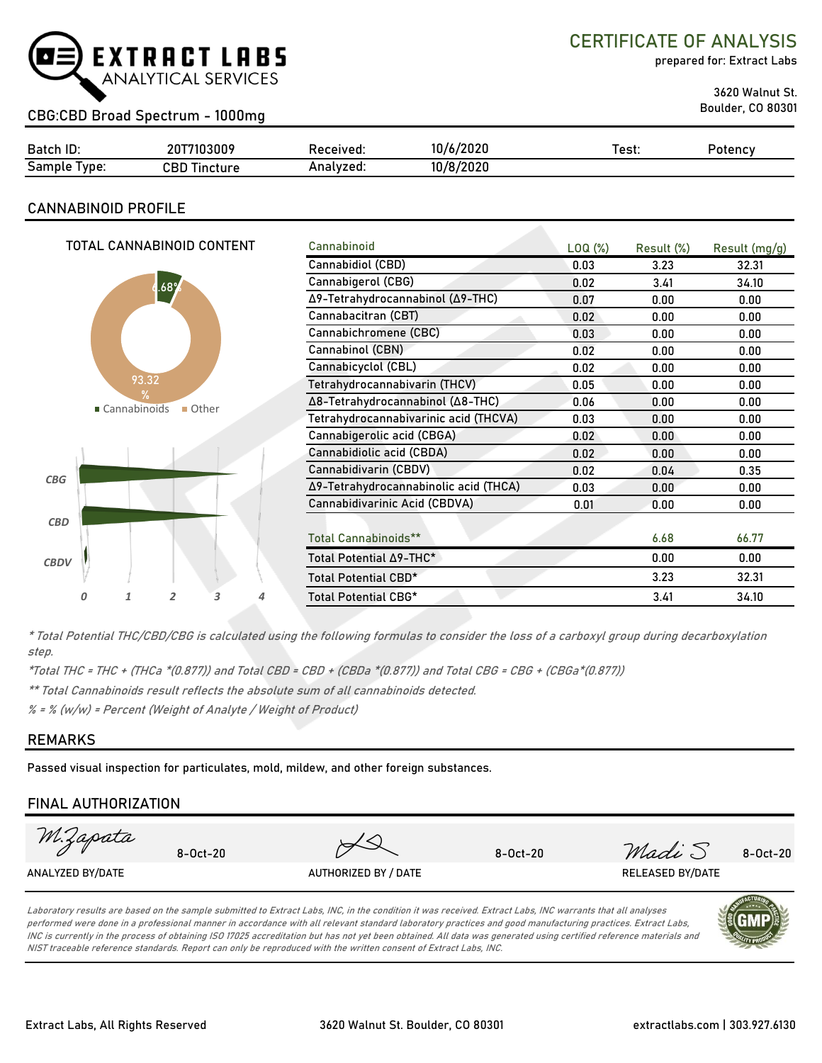EXTRACT LABS ANALYTICAL SERVICES

# CERTIFICATE OF ANALYSIS

prepared for: Extract Labs

3620 Walnut St.
Boulder, CO 80301

## CBG:CBD Broad Spectrum - 1000mg

| Batch ID: | 20T7103009 | Received: | 10/6/2020 | Test: | Potency |
|---|---|---|---|---|---|
| Sample Type: | CBD Tincture | Analyzed: | 10/8/2020 | | |

## CANNABINOID PROFILE

TOTAL CANNABINOID CONTENT

6.68% Cannabinoids, 93.32% Other

| Cannabinoid | LOQ (%) | Result (%) | Result (mg/g) |
|---|---|---|---|
| Cannabidiol (CBD) | 0.03 | 3.23 | 32.31 |
| Cannabigerol (CBG) | 0.02 | 3.41 | 34.10 |
| Δ9-Tetrahydrocannabinol (Δ9-THC) | 0.07 | 0.00 | 0.00 |
| Cannabacitran (CBT) | 0.02 | 0.00 | 0.00 |
| Cannabichromene (CBC) | 0.03 | 0.00 | 0.00 |
| Cannabinol (CBN) | 0.02 | 0.00 | 0.00 |
| Cannabicyclol (CBL) | 0.02 | 0.00 | 0.00 |
| Tetrahydrocannabivarin (THCV) | 0.05 | 0.00 | 0.00 |
| Δ8-Tetrahydrocannabinol (Δ8-THC) | 0.06 | 0.00 | 0.00 |
| Tetrahydrocannabivarinic acid (THCVA) | 0.03 | 0.00 | 0.00 |
| Cannabigerolic acid (CBGA) | 0.02 | 0.00 | 0.00 |
| Cannabidiolic acid (CBDA) | 0.02 | 0.00 | 0.00 |
| Cannabidivarin (CBDV) | 0.02 | 0.04 | 0.35 |
| Δ9-Tetrahydrocannabinolic acid (THCA) | 0.03 | 0.00 | 0.00 |
| Cannabidivarinic Acid (CBDVA) | 0.01 | 0.00 | 0.00 |
| Total Cannabinoids** | | 6.68 | 66.77 |
| Total Potential Δ9-THC* | | 0.00 | 0.00 |
| Total Potential CBD* | | 3.23 | 32.31 |
| Total Potential CBG* | | 3.41 | 34.10 |

*\* Total Potential THC/CBD/CBG is calculated using the following formulas to consider the loss of a carboxyl group during decarboxylation step.*

*\*Total THC = THC + (THCa \*(0.877)) and Total CBD = CBD + (CBDa \*(0.877)) and Total CBG = CBG + (CBGa\*(0.877))*

*\*\* Total Cannabinoids result reflects the absolute sum of all cannabinoids detected.*

*% = % (w/w) = Percent (Weight of Analyte / Weight of Product)*

## REMARKS

Passed visual inspection for particulates, mold, mildew, and other foreign substances.

## FINAL AUTHORIZATION

| M. Zapata 8-Oct-20 | 8-Oct-20 | Madi S 8-Oct-20 |
|---|---|---|
| ANALYZED BY/DATE | AUTHORIZED BY / DATE | RELEASED BY/DATE |

*Laboratory results are based on the sample submitted to Extract Labs, INC, in the condition it was received. Extract Labs, INC warrants that all analyses performed were done in a professional manner in accordance with all relevant standard laboratory practices and good manufacturing practices. Extract Labs, INC is currently in the process of obtaining ISO 17025 accreditation but has not yet been obtained. All data was generated using certified reference materials and NIST traceable reference standards. Report can only be reproduced with the written consent of Extract Labs, INC.*

Extract Labs, All Rights Reserved | 3620 Walnut St. Boulder, CO 80301 | extractlabs.com | 303.927.6130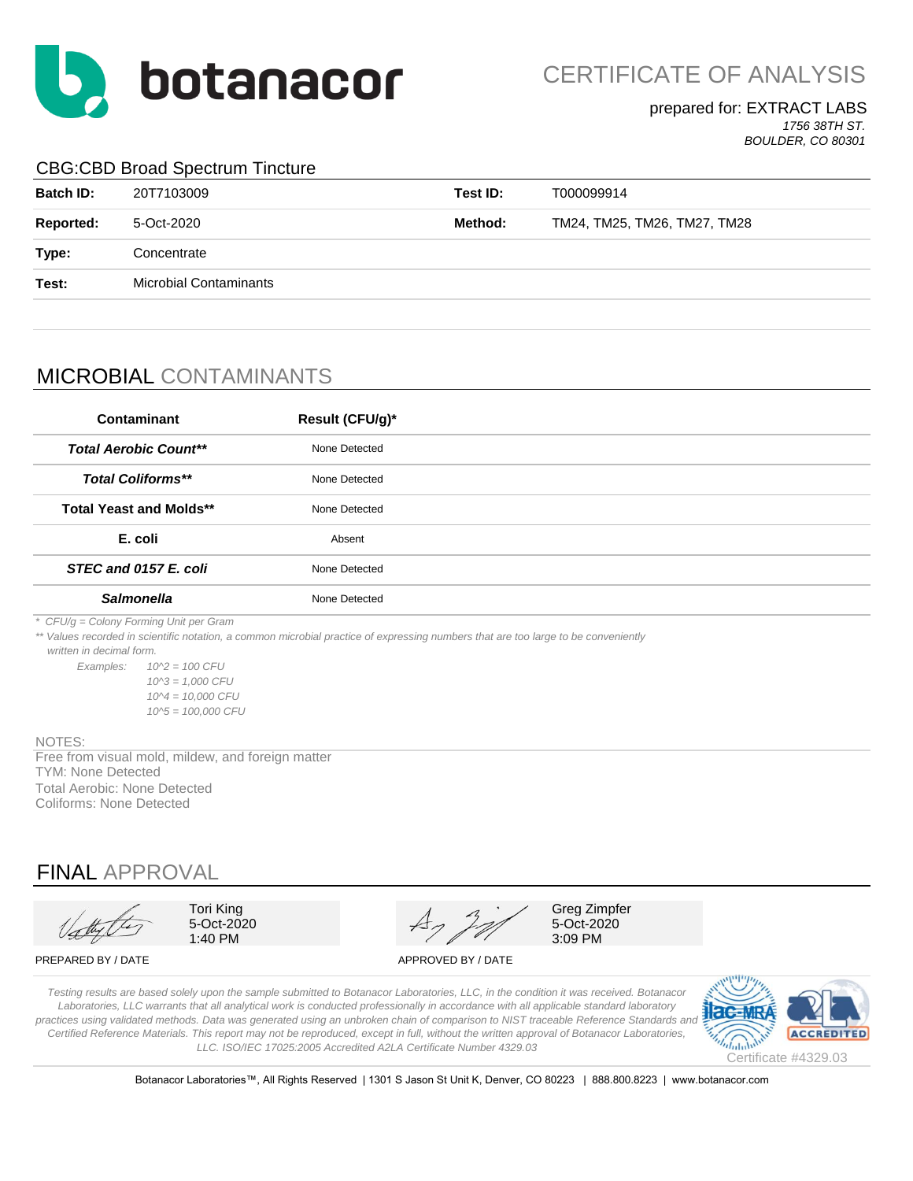# botanacor

## CERTIFICATE OF ANALYSIS

prepared for: EXTRACT LABS
*1756 38TH ST.*
*BOULDER, CO 80301*

### CBG:CBD Broad Spectrum Tincture

| | | | |
|---|---|---|---|
| **Batch ID:** | 20T7103009 | **Test ID:** | T000099914 |
| **Reported:** | 5-Oct-2020 | **Method:** | TM24, TM25, TM26, TM27, TM28 |
| **Type:** | Concentrate | | |
| **Test:** | Microbial Contaminants | | |

## MICROBIAL CONTAMINANTS

| Contaminant | Result (CFU/g)* |
|---|---|
| ***Total Aerobic Count\*\**** | None Detected |
| ***Total Coliforms\*\**** | None Detected |
| **Total Yeast and Molds\*\*** | None Detected |
| **E. coli** | Absent |
| ***STEC and 0157 E. coli*** | None Detected |
| ***Salmonella*** | None Detected |

*\* CFU/g = Colony Forming Unit per Gram*

*\*\* Values recorded in scientific notation, a common microbial practice of expressing numbers that are too large to be conveniently written in decimal form.*

*Examples:*
*10^2 = 100 CFU*
*10^3 = 1,000 CFU*
*10^4 = 10,000 CFU*
*10^5 = 100,000 CFU*

NOTES:
Free from visual mold, mildew, and foreign matter
TYM: None Detected
Total Aerobic: None Detected
Coliforms: None Detected

## FINAL APPROVAL

| PREPARED BY / DATE | APPROVED BY / DATE |
|---|---|
| Tori King<br>5-Oct-2020<br>1:40 PM | Greg Zimpfer<br>5-Oct-2020<br>3:09 PM |

*Testing results are based solely upon the sample submitted to Botanacor Laboratories, LLC, in the condition it was received. Botanacor Laboratories, LLC warrants that all analytical work is conducted professionally in accordance with all applicable standard laboratory practices using validated methods. Data was generated using an unbroken chain of comparison to NIST traceable Reference Standards and Certified Reference Materials. This report may not be reproduced, except in full, without the written approval of Botanacor Laboratories, LLC. ISO/IEC 17025:2005 Accredited A2LA Certificate Number 4329.03*

Certificate #4329.03

Botanacor Laboratories™, All Rights Reserved | 1301 S Jason St Unit K, Denver, CO 80223 | 888.800.8223 | www.botanacor.com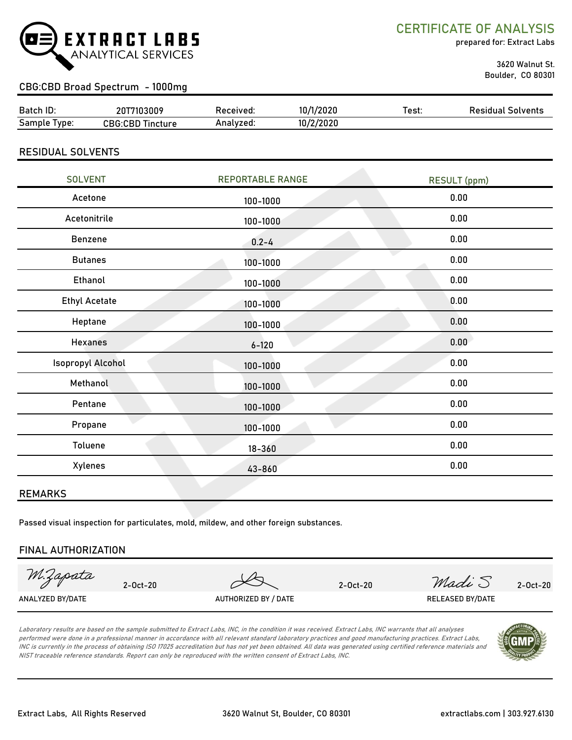# EXTRACT LABS
ANALYTICAL SERVICES

## CERTIFICATE OF ANALYSIS

prepared for: Extract Labs

3620 Walnut St.
Boulder, CO 80301

### CBG:CBD Broad Spectrum - 1000mg

| Batch ID: | 20T7103009 | Received: | 10/1/2020 | Test: | Residual Solvents |
|---|---|---|---|---|---|
| Sample Type: | CBG:CBD Tincture | Analyzed: | 10/2/2020 | | |

## RESIDUAL SOLVENTS

| SOLVENT | REPORTABLE RANGE | RESULT (ppm) |
|---|---|---|
| Acetone | 100-1000 | 0.00 |
| Acetonitrile | 100-1000 | 0.00 |
| Benzene | 0.2-4 | 0.00 |
| Butanes | 100-1000 | 0.00 |
| Ethanol | 100-1000 | 0.00 |
| Ethyl Acetate | 100-1000 | 0.00 |
| Heptane | 100-1000 | 0.00 |
| Hexanes | 6-120 | 0.00 |
| Isopropyl Alcohol | 100-1000 | 0.00 |
| Methanol | 100-1000 | 0.00 |
| Pentane | 100-1000 | 0.00 |
| Propane | 100-1000 | 0.00 |
| Toluene | 18-360 | 0.00 |
| Xylenes | 43-860 | 0.00 |

## REMARKS

Passed visual inspection for particulates, mold, mildew, and other foreign substances.

## FINAL AUTHORIZATION

| M.Zapata 2-Oct-20 | 2-Oct-20 | Madi S 2-Oct-20 |
|---|---|---|
| ANALYZED BY/DATE | AUTHORIZED BY / DATE | RELEASED BY/DATE |

*Laboratory results are based on the sample submitted to Extract Labs, INC, in the condition it was received. Extract Labs, INC warrants that all analyses performed were done in a professional manner in accordance with all relevant standard laboratory practices and good manufacturing practices. Extract Labs, INC is currently in the process of obtaining ISO 17025 accreditation but has not yet been obtained. All data was generated using certified reference materials and NIST traceable reference standards. Report can only be reproduced with the written consent of Extract Labs, INC.*

Extract Labs, All Rights Reserved | 3620 Walnut St, Boulder, CO 80301 | extractlabs.com | 303.927.6130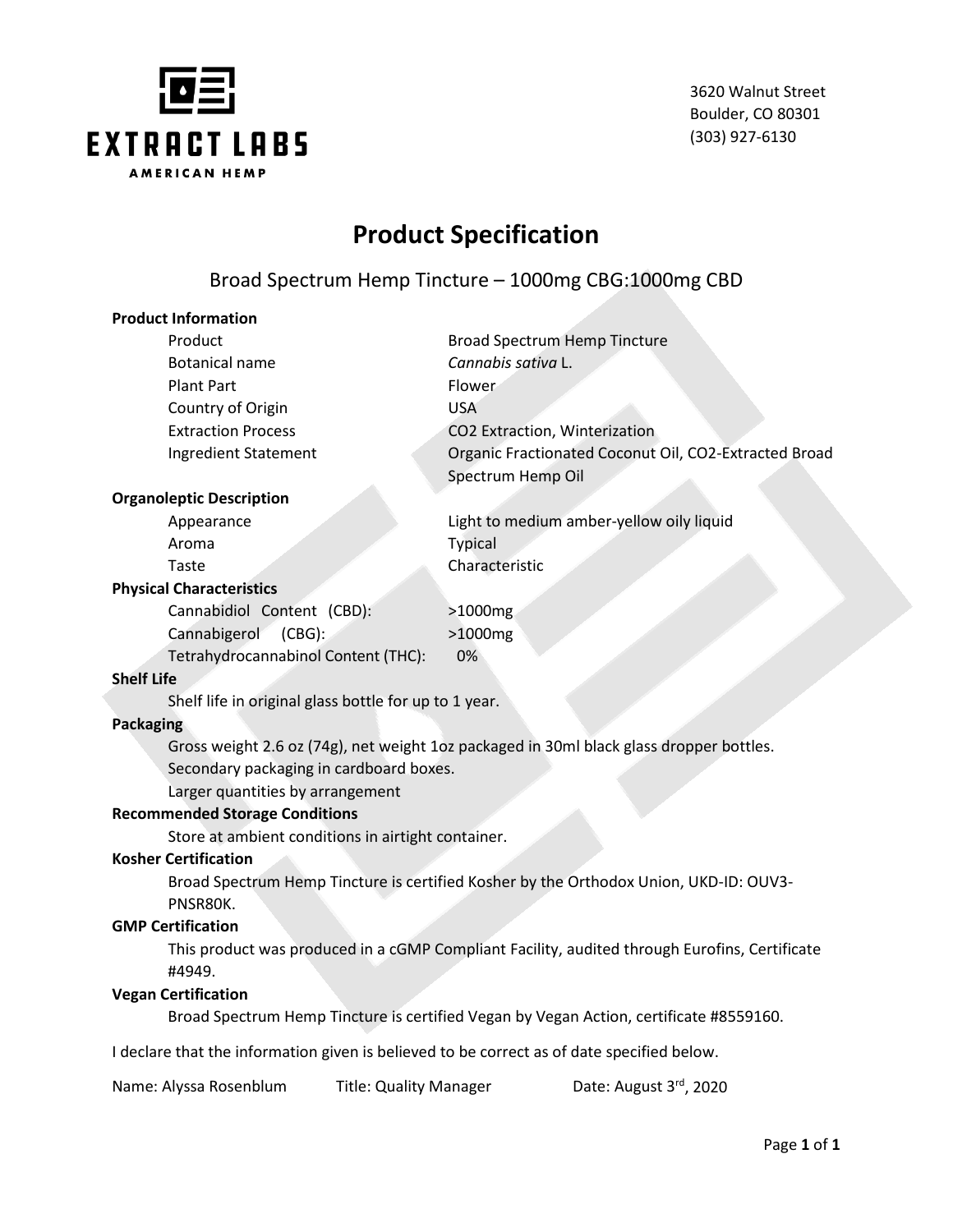EXTRACT LABS
AMERICAN HEMP

3620 Walnut Street
Boulder, CO 80301
(303) 927-6130

# Product Specification

## Broad Spectrum Hemp Tincture – 1000mg CBG:1000mg CBD

**Product Information**

| | |
|---|---|
| Product | Broad Spectrum Hemp Tincture |
| Botanical name | *Cannabis sativa* L. |
| Plant Part | Flower |
| Country of Origin | USA |
| Extraction Process | $CO_2$ Extraction, Winterization |
| Ingredient Statement | Organic Fractionated Coconut Oil, $CO_2$-Extracted Broad Spectrum Hemp Oil |

**Organoleptic Description**

| | |
|---|---|
| Appearance | Light to medium amber-yellow oily liquid |
| Aroma | Typical |
| Taste | Characteristic |

**Physical Characteristics**

| | |
|---|---|
| Cannabidiol Content (CBD): | >1000mg |
| Cannabigerol (CBG): | >1000mg |
| Tetrahydrocannabinol Content (THC): | 0% |

**Shelf Life**

Shelf life in original glass bottle for up to 1 year.

**Packaging**

Gross weight 2.6 oz (74g), net weight 1oz packaged in 30ml black glass dropper bottles.
Secondary packaging in cardboard boxes.
Larger quantities by arrangement

**Recommended Storage Conditions**

Store at ambient conditions in airtight container.

**Kosher Certification**

Broad Spectrum Hemp Tincture is certified Kosher by the Orthodox Union, UKD-ID: OUV3-PNSR80K.

**GMP Certification**

This product was produced in a cGMP Compliant Facility, audited through Eurofins, Certificate #4949.

**Vegan Certification**

Broad Spectrum Hemp Tincture is certified Vegan by Vegan Action, certificate #8559160.

I declare that the information given is believed to be correct as of date specified below.

Name: Alyssa Rosenblum Title: Quality Manager Date: August 3rd, 2020